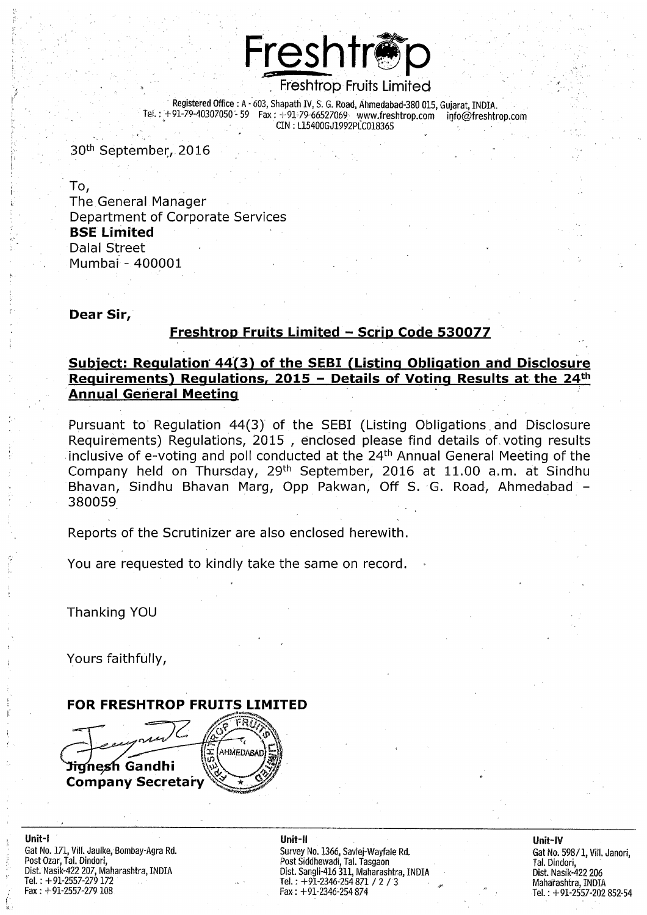# Freshtrop

Freshtrop Fruits Limited

Registered Office : A - 603, Shapath IV, S. G. Road, Ahmedabad-380 015, Gujarat, INDIA.
Tel. : +91-79-40307050 - 59 Fax : +91-79-66527069 www.freshtrop.com info@freshtrop.com
CIN : L15400GJ1992PLC018365

30th September, 2016

To,
The General Manager
Department of Corporate Services
**BSE Limited**
Dalal Street
Mumbai - 400001

**Dear Sir,**

**Freshtrop Fruits Limited – Scrip Code 530077**

**Subject: Regulation 44(3) of the SEBI (Listing Obligation and Disclosure Requirements) Regulations, 2015 – Details of Voting Results at the 24th Annual General Meeting**

Pursuant to Regulation 44(3) of the SEBI (Listing Obligations and Disclosure Requirements) Regulations, 2015 , enclosed please find details of voting results inclusive of e-voting and poll conducted at the 24th Annual General Meeting of the Company held on Thursday, 29th September, 2016 at 11.00 a.m. at Sindhu Bhavan, Sindhu Bhavan Marg, Opp Pakwan, Off S. G. Road, Ahmedabad – 380059

Reports of the Scrutinizer are also enclosed herewith.

You are requested to kindly take the same on record.

Thanking YOU

Yours faithfully,

**FOR FRESHTROP FRUITS LIMITED**

**Jignesh Gandhi**
**Company Secretary**

**Unit-I**
Gat No. 171, Vill. Jaulke, Bombay-Agra Rd.
Post Ozar, Tal. Dindori,
Dist. Nasik-422 207, Maharashtra, INDIA
Tel. : +91-2557-279 172
Fax : +91-2557-279 108

**Unit-II**
Survey No. 1366, Savlej-Wayfale Rd.
Post Siddhewadi, Tal. Tasgaon
Dist. Sangli-416 311, Maharashtra, INDIA
Tel. : +91-2346-254 871 / 2 / 3
Fax : +91-2346-254 874

**Unit-IV**
Gat No. 598/1, Vill. Janori,
Tal. Dindori,
Dist. Nasik-422 206
Maharashtra, INDIA
Tel. : +91-2557-202 852-54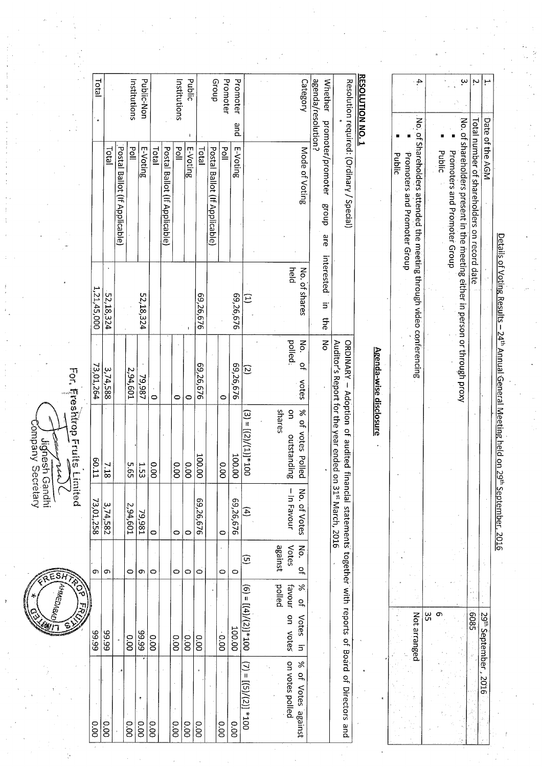## Details of Voting Results – 24th Annual General Meeting held on 29th September, 2016

| | | |
|---|---|---|
| 1. | Date of the AGM | 29th September, 2016 |
| 2. | Total number of shareholders on record date | 6085 |
| 3. | No. of shareholders present in the meeting either in person or through proxy<br>▪ Promoters and Promoter Group<br>▪ Public | <br>6<br>35 |
| 4. | No. of Shareholders attended the meeting through video conferencing<br>▪ Promoters and Promoter Group<br>▪ Public | Not arranged |

### Agenda-wise disclosure

**RESOLUTION NO. 1**

| Resolution required: (Ordinary / Special) | | ORDINARY – Adoption of audited financial statements together with reports of Board of Directors and Auditor's Report for the year ended on 31st March, 2016 | | | | | |
|---|---|---|---|---|---|---|---|
| Whether promoter/promoter group are interested in the agenda/resolution? | | No | | | | | |
| Category | Mode of Voting | No. of shares held | No. of votes polled | % of votes Polled on outstanding shares | No. of Votes – In Favour | No. of Votes against | % of Votes in favour on votes polled | % of Votes against on votes polled |
| | | (1) | (2) | (3) = [(2)/(1)]*100 | (4) | (5) | (6) = [(4)/(2)]*100 | (7) = [(5)/(2)]*100 |
| Promoter and Promoter Group | E-Voting | 69,26,676 | 69,26,676 | 100.00 | 69,26,676 | 0 | 100.00 | 0.00 |
| | Poll | | 0 | 0.00 | 0 | 0 | 0.00 | 0.00 |
| | Postal Ballot (If Applicable) | | | | | | | |
| | Total | 69,26,676 | 69,26,676 | 100.00 | 69,26,676 | 0 | 0.00 | 0.00 |
| Public Institutions | E-Voting | - | 0 | 0.00 | 0 | 0 | 0.00 | 0.00 |
| | Poll | | 0 | 0.00 | 0 | 0 | 0.00 | 0.00 |
| | Postal Ballot (If Applicable) | | | | | | | |
| | Total | | 0 | 0.00 | 0 | 0 | 0.00 | 0.00 |
| Public-Non Institutions | E-Voting | 52,18,324 | 79,987 | 1.53 | 79,981 | 6 | 99.99 | 0.00 |
| | Poll | | 2,94,601 | 5.65 | 2,94,601 | 0 | 0.00 | 0.00 |
| | Postal Ballot (If Applicable) | | | | | | | |
| | Total | 52,18,324 | 3,74,588 | 7.18 | 3,74,582 | 6 | 99.99 | 0.00 |
| Total | | 1,21,45,000 | 73,01,264 | 60.11 | 73,01,258 | 6 | 99.99 | 0.00 |

For, Freshtrop Fruits Limited

Jignesh Gandhi
Company Secretary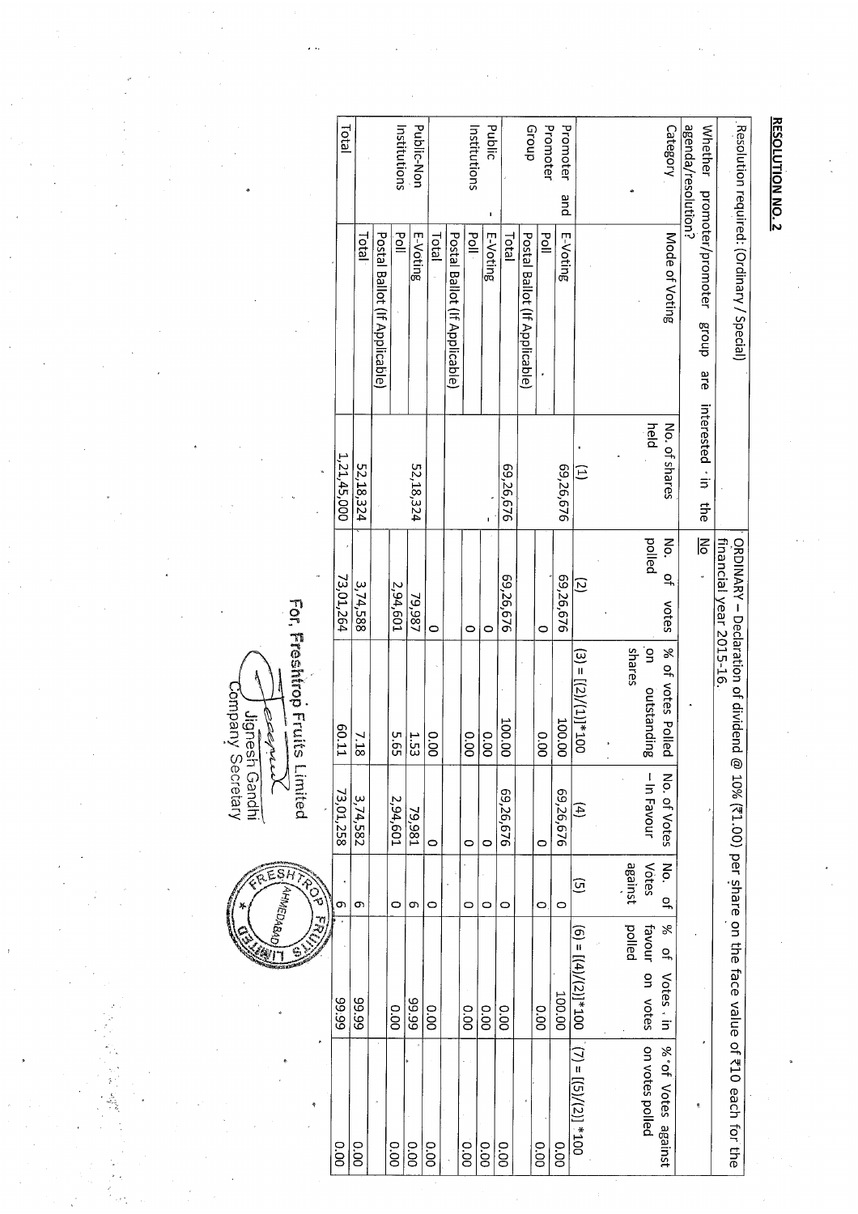## RESOLUTION NO. 2

| Resolution required: (Ordinary / Special) | | ORDINARY – Declaration of dividend @ 10% (₹1.00) per share on the face value of ₹10 each for the financial year 2015-16. | | | | | |
|---|---|---|---|---|---|---|---|
| Whether promoter/promoter group are interested in the agenda/resolution? | | No | | | | | |
| Category | Mode of Voting | No. of shares held | No. of votes polled | % of votes Polled on outstanding shares | No. of Votes – In Favour | No. of Votes against | % of Votes in favour on votes polled | % of Votes against on votes polled |
| | | (1) | (2) | (3) = [(2)/(1)]*100 | (4) | (5) | (6) = [(4)/(2)]*100 | (7) = [(5)/(2)]*100 |
| Promoter and Promoter Group | E-Voting | 69,26,676 | 69,26,676 | 100.00 | 69,26,676 | 0 | 100.00 | 0.00 |
| | Poll | | 0 | 0.00 | 0 | 0 | 0.00 | 0.00 |
| | Postal Ballot (If Applicable) | | | | | | | |
| | Total | 69,26,676 | 69,26,676 | 100.00 | 69,26,676 | 0 | 0.00 | 0.00 |
| Public - Institutions | E-Voting | - | 0 | 0.00 | 0 | 0 | 0.00 | 0.00 |
| | Poll | | 0 | 0.00 | 0 | 0 | 0.00 | 0.00 |
| | Postal Ballot (If Applicable) | | | | | | | |
| | Total | | 0 | 0.00 | 0 | 0 | 0.00 | 0.00 |
| Public-Non Institutions | E-Voting | 52,18,324 | 79,987 | 1.53 | 79,981 | 6 | 99.99 | 0.00 |
| | Poll | | 2,94,601 | 5.65 | 2,94,601 | 0 | 0.00 | 0.00 |
| | Postal Ballot (If Applicable) | | | | | | | |
| | Total | 52,18,324 | 3,74,588 | 7.18 | 3,74,582 | 6 | 99.99 | 0.00 |
| Total | | 1,21,45,000 | 73,01,264 | 60.11 | 73,01,258 | 6 | 99.99 | 0.00 |

For, Freshtrop Fruits Limited

Jignesh Gandhi
Company Secretary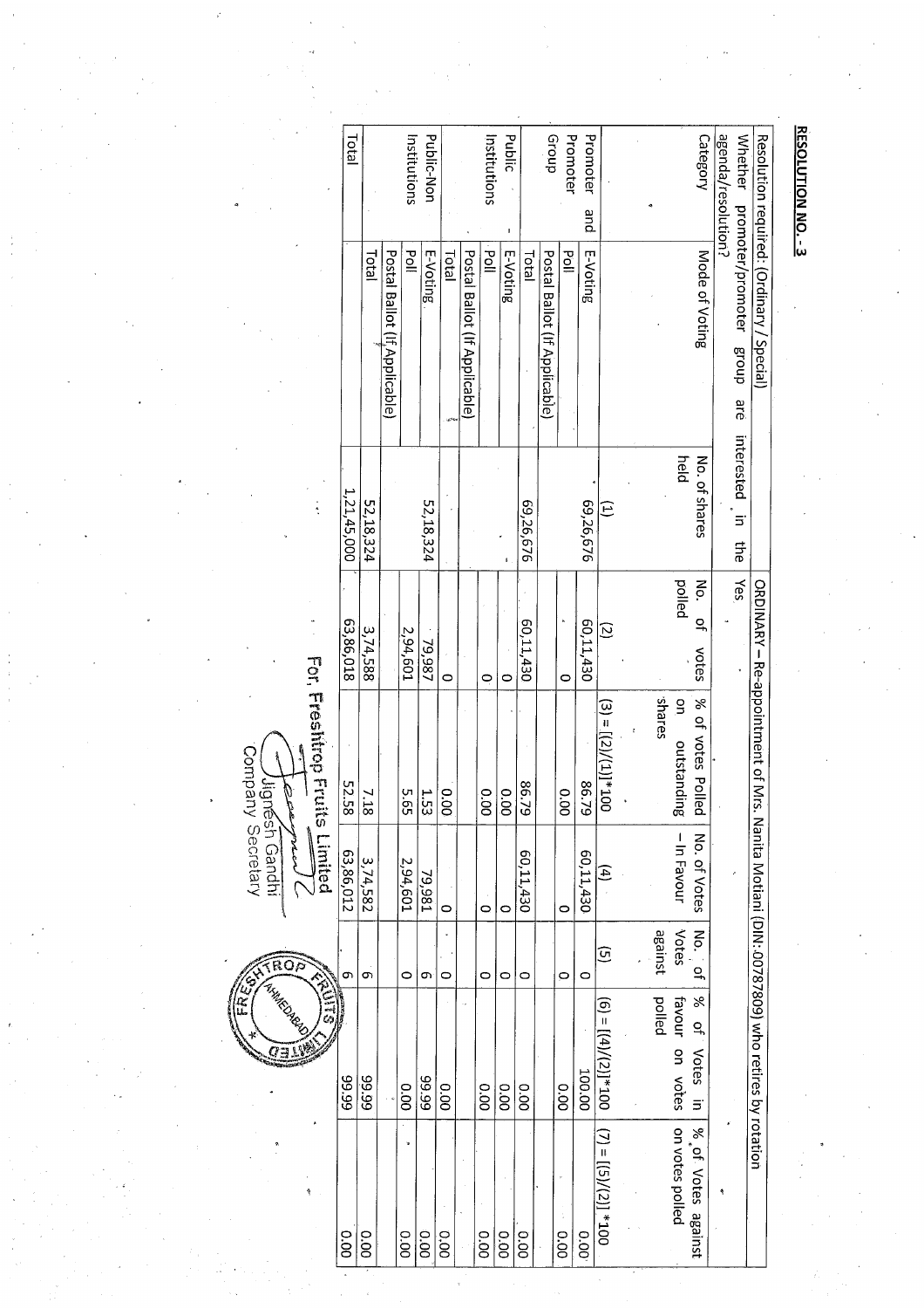## RESOLUTION NO. - 3

| Resolution required: (Ordinary / Special) | | ORDINARY – Re-appointment of Mrs. Nanita Motiani (DIN: 00787809) who retires by rotation | | | | | |
|---|---|---|---|---|---|---|---|
| Whether promoter/promoter group are interested in the agenda/resolution? | | Yes | | | | | |
| Category | Mode of Voting | No. of shares held | No. of votes polled | % of votes Polled on outstanding shares | No. of Votes – In Favour | No. of Votes against | % of Votes in favour on votes polled | % of Votes against on votes polled |
| | | (1) | (2) | (3) = [(2)/(1)]*100 | (4) | (5) | (6) = [(4)/(2)]*100 | (7) = [(5)/(2)]*100 |
| Promoter and Promoter Group | E-Voting | 69,26,676 | 60,11,430 | 86.79 | 60,11,430 | 0 | 100.00 | 0.00 |
| | Poll | | 0 | 0.00 | 0 | 0 | 0.00 | 0.00 |
| | Postal Ballot (If Applicable) | | | | | | | |
| | Total | 69,26,676 | 60,11,430 | 86.79 | 60,11,430 | 0 | 0.00 | 0.00 |
| Public - Institutions | E-Voting | - | 0 | 0.00 | 0 | 0 | 0.00 | 0.00 |
| | Poll | | 0 | 0.00 | 0 | 0 | 0.00 | 0.00 |
| | Postal Ballot (If Applicable) | | | | | | | |
| | Total | | 0 | 0.00 | 0 | 0 | 0.00 | 0.00 |
| Public-Non Institutions | E-Voting | 52,18,324 | 79,987 | 1.53 | 79,981 | 6 | 99.99 | 0.00 |
| | Poll | | 2,94,601 | 5.65 | 2,94,601 | 0 | 0.00 | 0.00 |
| | Postal Ballot (If Applicable) | | | | | | | |
| | Total | 52,18,324 | 3,74,588 | 7.18 | 3,74,582 | 6 | 99.99 | 0.00 |
| Total | | 1,21,45,000 | 63,86,018 | 52.58 | 63,86,012 | 6 | 99.99 | 0.00 |

For, Freshtrop Fruits Limited

Jignesh Gandhi
Company Secretary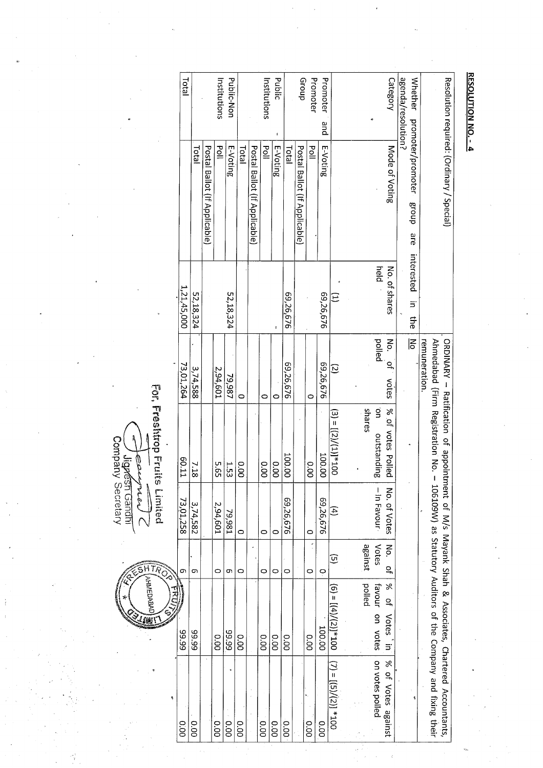## RESOLUTION NO. - 4

| Resolution required: (Ordinary / Special) | | ORDINARY – Ratification of appointment of M/s Mayank Shah & Associates, Chartered Accountants, Ahmedabad (Firm Registration No. – 106109W) as Statutory Auditors of the Company and fixing their remuneration. | | | | | |
|---|---|---|---|---|---|---|---|
| Whether promoter/promoter group are interested in the agenda/resolution? | | No | | | | | |
| Category | Mode of Voting | No. of shares held | No. of votes polled | % of votes Polled on outstanding shares | No. of Votes – In Favour | No. of Votes against | % of Votes in favour on votes polled | % of Votes against on votes polled |
| | | (1) | (2) | (3) = [(2)/(1)]*100 | (4) | (5) | (6) = [(4)/(2)]*100 | (7) = [(5)/(2)] *100 |
| Promoter and Promoter Group | E-Voting | 69,26,676 | 69,26,676 | 100.00 | 69,26,676 | 0 | 100.00 | 0.00 |
| | Poll | | 0 | 0.00 | 0 | 0 | 0.00 | 0.00 |
| | Postal Ballot (If Applicable) | | | | | | | |
| | Total | 69,26,676 | 69,26,676 | 100.00 | 69,26,676 | 0 | 0.00 | 0.00 |
| Public - Institutions | E-Voting | - | 0 | 0.00 | 0 | 0 | 0.00 | 0.00 |
| | Poll | | 0 | 0.00 | 0 | 0 | 0.00 | 0.00 |
| | Postal Ballot (If Applicable) | | | | | | | |
| | Total | | 0 | 0.00 | 0 | 0 | 0.00 | 0.00 |
| Public-Non Institutions | E-Voting | 52,18,324 | 79,987 | 1.53 | 79,981 | 6 | 99.99 | 0.00 |
| | Poll | | 2,94,601 | 5.65 | 2,94,601 | 0 | 0.00 | 0.00 |
| | Postal Ballot (If Applicable) | | | | | | | |
| | Total | 52,18,324 | 3,74,588 | 7.18 | 3,74,582 | 6 | 99.99 | 0.00 |
| Total | | 1,21,45,000 | 73,01,264 | 60.11 | 73,01,258 | 6 | 99.99 | 0.00 |

For, Freshtrop Fruits Limited

Jignesh Gandhi
Company Secretary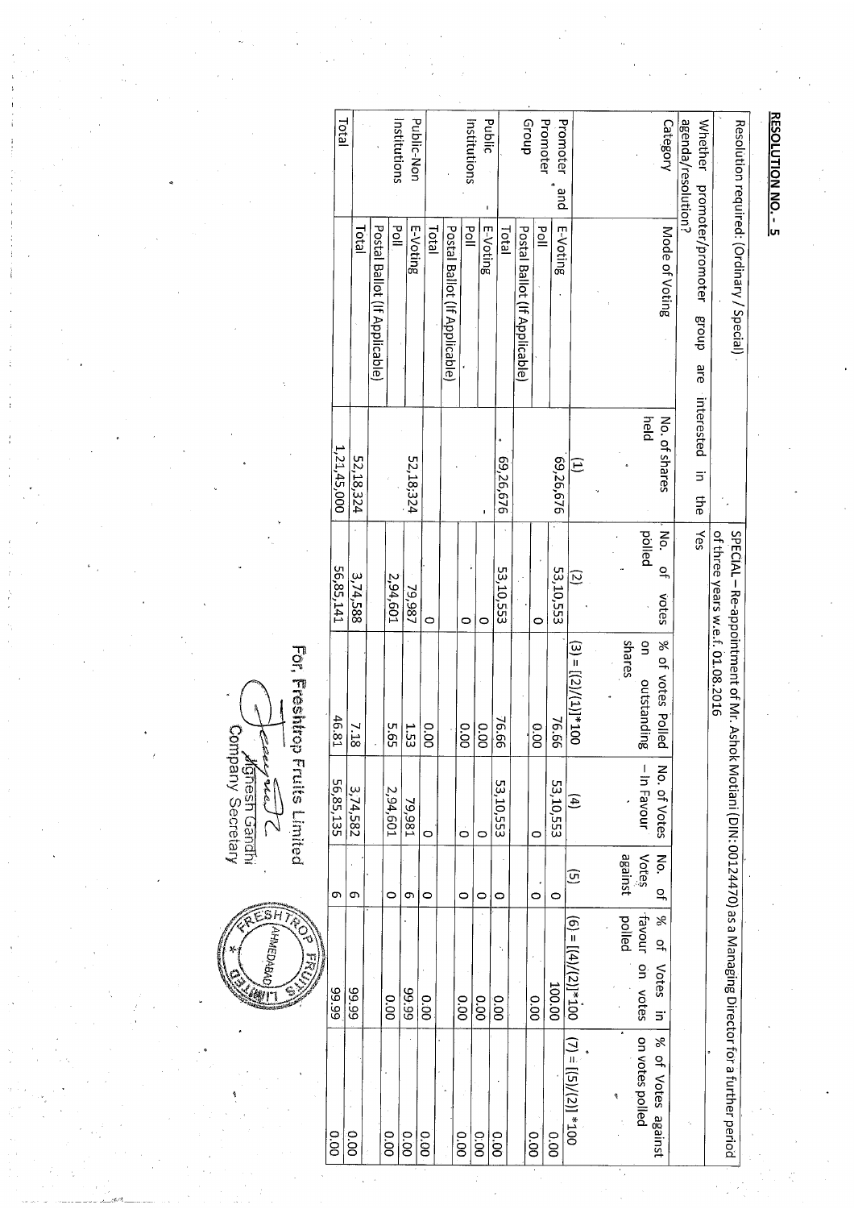## RESOLUTION NO. - 5

| Resolution required: (Ordinary / Special) | | SPECIAL – Re-appointment of Mr. Ashok Motiani (DIN: 00124470) as a Managing Director for a further period of three years w.e.f. 01.08.2016 | | | | | | |
|---|---|---|---|---|---|---|---|---|
| Whether promoter/promoter group are interested in the agenda/resolution? | | Yes | | | | | | |
| Category | Mode of Voting | No. of shares held | No. of votes polled | % of votes Polled on outstanding shares | No. of Votes – In Favour | No. of Votes against | % of Votes in favour on votes polled | % of Votes against on votes polled |
| | | (1) | (2) | (3) = [(2)/(1)]*100 | (4) | (5) | (6) = [(4)/(2)]*100 | (7) = [(5)/(2)]*100 |
| Promoter and Promoter Group | E-Voting | 69,26,676 | 53,10,553 | 76.66 | 53,10,553 | 0 | 100.00 | 0.00 |
| | Poll | | 0 | 0.00 | 0 | 0 | 0.00 | 0.00 |
| | Postal Ballot (If Applicable) | | | | | | | |
| | Total | 69,26,676 | 53,10,553 | 76.66 | 53,10,553 | 0 | 0.00 | 0.00 |
| Public - Institutions | E-Voting | | 0 | 0.00 | 0 | 0 | 0.00 | 0.00 |
| | Poll | | 0 | 0.00 | 0 | 0 | 0.00 | 0.00 |
| | Postal Ballot (If Applicable) | | | | | | | |
| | Total | | 0 | 0.00 | 0 | 0 | 0.00 | 0.00 |
| Public-Non Institutions | E-Voting | 52,18,324 | 79,987 | 1.53 | 79,981 | 6 | 99.99 | 0.00 |
| | Poll | | 2,94,601 | 5.65 | 2,94,601 | 0 | 0.00 | 0.00 |
| | Postal Ballot (If Applicable) | | | | | | | |
| | Total | 52,18,324 | 3,74,588 | 7.18 | 3,74,582 | 6 | 99.99 | 0.00 |
| Total | | 1,21,45,000 | 56,85,141 | 46.81 | 56,85,135 | 6 | 99.99 | 0.00 |

For, Freshtrop Fruits Limited

Jignesh Gandhi
Company Secretary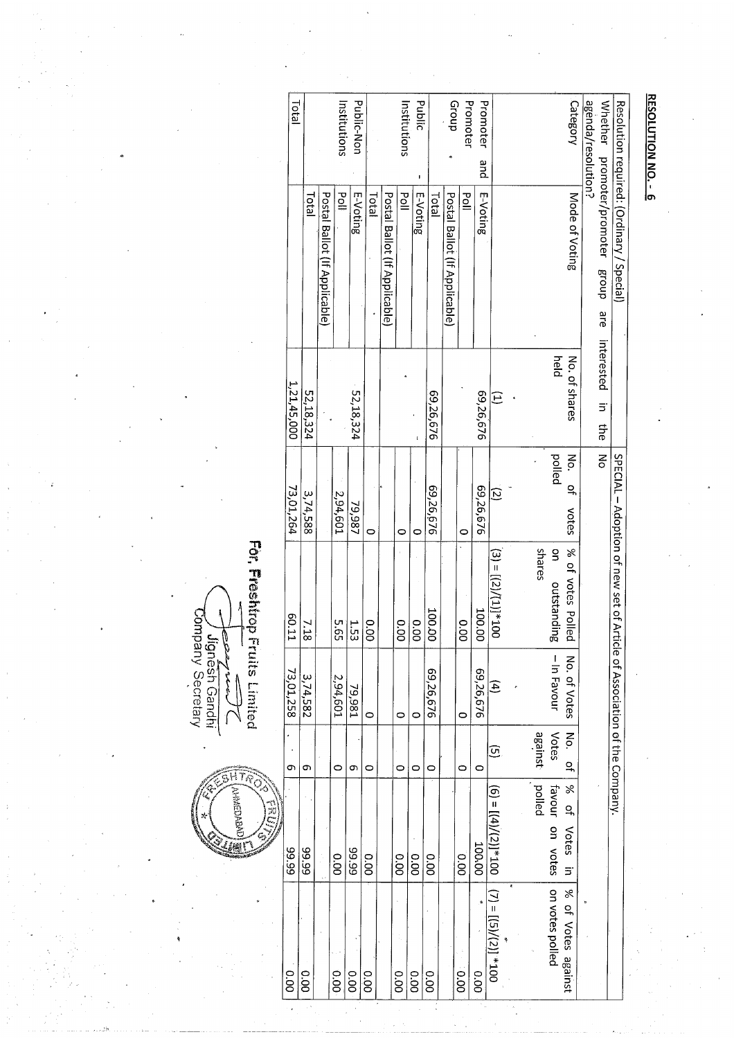## RESOLUTION NO. - 6

| Resolution required: (Ordinary / Special) | | SPECIAL – Adoption of new set of Article of Association of the Company. | | | | | |
|---|---|---|---|---|---|---|---|
| Whether promoter/promoter group are interested in the agenda/resolution? | | No | | | | | |
| Category | Mode of Voting | No. of shares held | No. of votes polled | % of votes Polled on outstanding shares | No. of Votes – In Favour | No. of Votes against | % of Votes in favour on votes polled | % of Votes against on votes polled |
| | | (1) | (2) | (3) = [(2)/(1)]*100 | (4) | (5) | (6) = [(4)/(2)]*100 | (7) = [(5)/(2)]*100 |
| Promoter and Promoter Group | E-Voting | 69,26,676 | 69,26,676 | 100.00 | 69,26,676 | 0 | 100.00 | 0.00 |
| | Poll | | 0 | 0.00 | 0 | 0 | 0.00 | 0.00 |
| | Postal Ballot (If Applicable) | | | | | | | |
| | Total | 69,26,676 | 69,26,676 | 100.00 | 69,26,676 | 0 | 0.00 | 0.00 |
| Public - Institutions | E-Voting | | 0 | 0.00 | 0 | 0 | 0.00 | 0.00 |
| | Poll | | 0 | 0.00 | 0 | 0 | 0.00 | 0.00 |
| | Postal Ballot (If Applicable) | | | | | | | |
| | Total | | 0 | 0.00 | 0 | 0 | 0.00 | 0.00 |
| Public-Non Institutions | E-Voting | 52,18,324 | 79,987 | 1.53 | 79,981 | 6 | 99.99 | 0.00 |
| | Poll | | 2,94,601 | 5.65 | 2,94,601 | 0 | 0.00 | 0.00 |
| | Postal Ballot (If Applicable) | | | | | | | |
| | Total | 52,18,324 | 3,74,588 | 7.18 | 3,74,582 | 6 | 99.99 | 0.00 |
| Total | | 1,21,45,000 | 73,01,264 | 60.11 | 73,01,258 | 6 | 99.99 | 0.00 |

For, Freshtrop Fruits Limited

Jignesh Gandhi
Company Secretary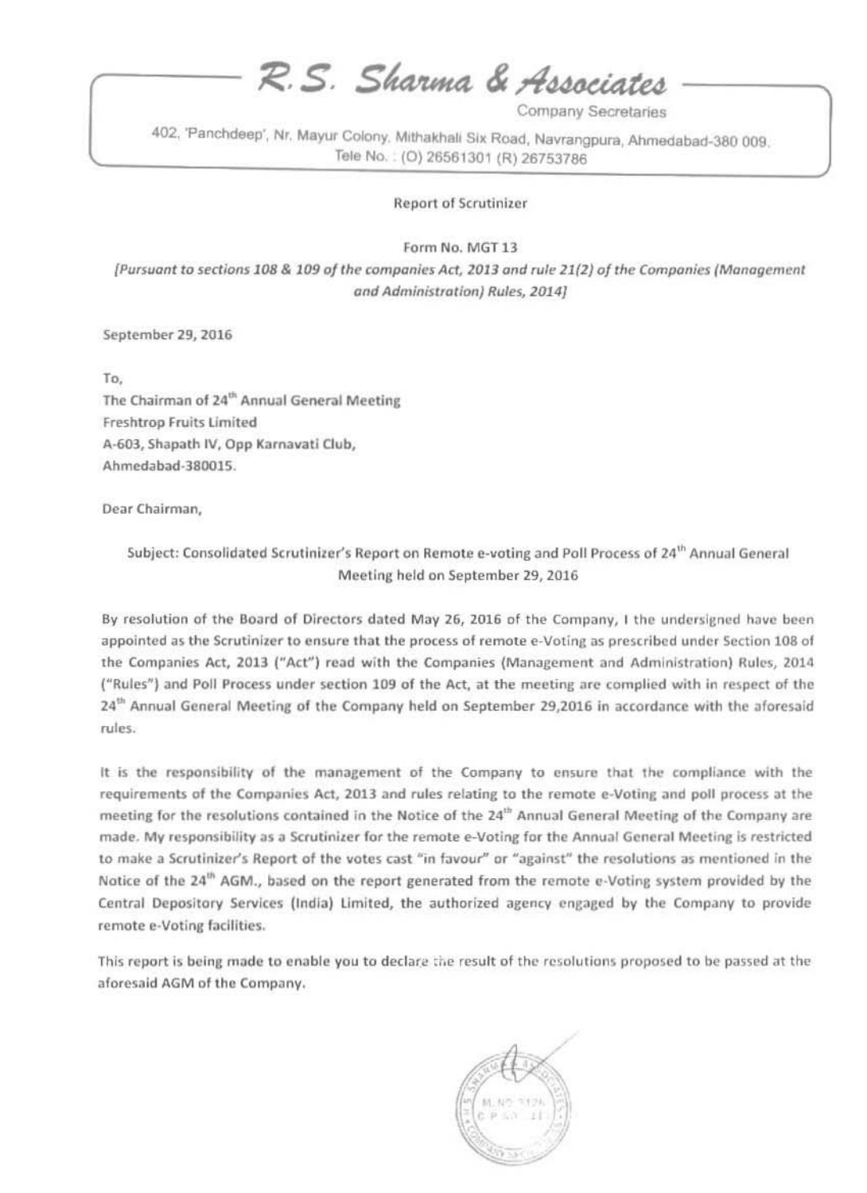# R.S. Sharma & Associates

Company Secretaries

402, 'Panchdeep', Nr. Mayur Colony, Mithakhali Six Road, Navrangpura, Ahmedabad-380 009.
Tele No. : (O) 26561301 (R) 26753786

Report of Scrutinizer

Form No. MGT 13

*[Pursuant to sections 108 & 109 of the companies Act, 2013 and rule 21(2) of the Companies (Management and Administration) Rules, 2014]*

September 29, 2016

To,
The Chairman of 24th Annual General Meeting
Freshtrop Fruits Limited
A-603, Shapath IV, Opp Karnavati Club,
Ahmedabad-380015.

Dear Chairman,

Subject: Consolidated Scrutinizer's Report on Remote e-voting and Poll Process of 24th Annual General Meeting held on September 29, 2016

By resolution of the Board of Directors dated May 26, 2016 of the Company, I the undersigned have been appointed as the Scrutinizer to ensure that the process of remote e-Voting as prescribed under Section 108 of the Companies Act, 2013 ("Act") read with the Companies (Management and Administration) Rules, 2014 ("Rules") and Poll Process under section 109 of the Act, at the meeting are complied with in respect of the 24th Annual General Meeting of the Company held on September 29,2016 in accordance with the aforesaid rules.

It is the responsibility of the management of the Company to ensure that the compliance with the requirements of the Companies Act, 2013 and rules relating to the remote e-Voting and poll process at the meeting for the resolutions contained in the Notice of the 24th Annual General Meeting of the Company are made. My responsibility as a Scrutinizer for the remote e-Voting for the Annual General Meeting is restricted to make a Scrutinizer's Report of the votes cast "in favour" or "against" the resolutions as mentioned in the Notice of the 24th AGM., based on the report generated from the remote e-Voting system provided by the Central Depository Services (India) Limited, the authorized agency engaged by the Company to provide remote e-Voting facilities.

This report is being made to enable you to declare the result of the resolutions proposed to be passed at the aforesaid AGM of the Company.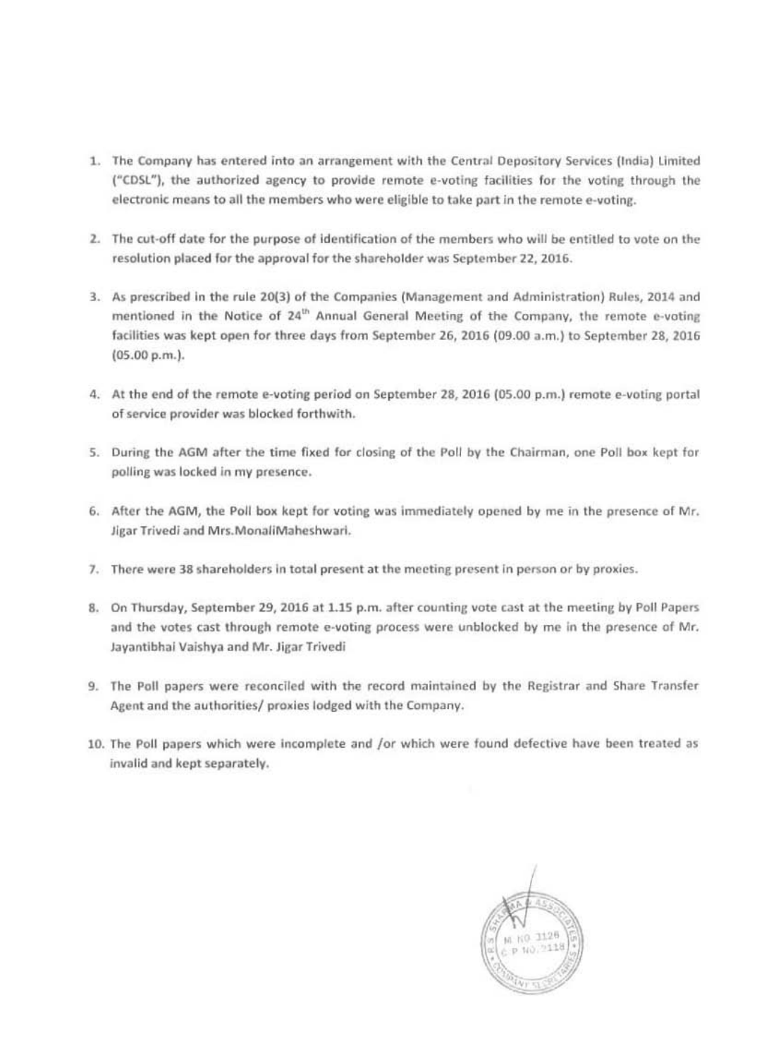1. The Company has entered into an arrangement with the Central Depository Services (India) Limited ("CDSL"), the authorized agency to provide remote e-voting facilities for the voting through the electronic means to all the members who were eligible to take part in the remote e-voting.

2. The cut-off date for the purpose of identification of the members who will be entitled to vote on the resolution placed for the approval for the shareholder was September 22, 2016.

3. As prescribed in the rule 20(3) of the Companies (Management and Administration) Rules, 2014 and mentioned in the Notice of 24th Annual General Meeting of the Company, the remote e-voting facilities was kept open for three days from September 26, 2016 (09.00 a.m.) to September 28, 2016 (05.00 p.m.).

4. At the end of the remote e-voting period on September 28, 2016 (05.00 p.m.) remote e-voting portal of service provider was blocked forthwith.

5. During the AGM after the time fixed for closing of the Poll by the Chairman, one Poll box kept for polling was locked in my presence.

6. After the AGM, the Poll box kept for voting was immediately opened by me in the presence of Mr. Jigar Trivedi and Mrs.MonaliMaheshwari.

7. There were 38 shareholders in total present at the meeting present in person or by proxies.

8. On Thursday, September 29, 2016 at 1.15 p.m. after counting vote cast at the meeting by Poll Papers and the votes cast through remote e-voting process were unblocked by me in the presence of Mr. Jayantibhai Vaishya and Mr. Jigar Trivedi

9. The Poll papers were reconciled with the record maintained by the Registrar and Share Transfer Agent and the authorities/ proxies lodged with the Company.

10. The Poll papers which were incomplete and /or which were found defective have been treated as invalid and kept separately.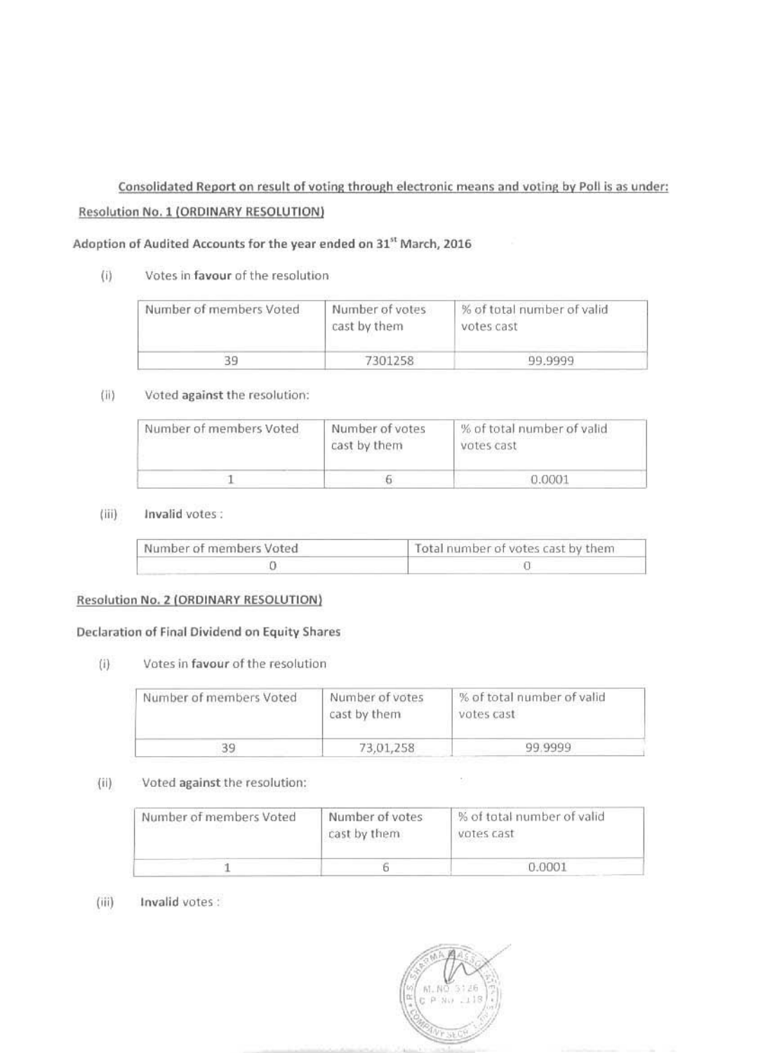Consolidated Report on result of voting through electronic means and voting by Poll is as under:

Resolution No. 1 (ORDINARY RESOLUTION)

**Adoption of Audited Accounts for the year ended on 31st March, 2016**

(i) Votes in **favour** of the resolution

| Number of members Voted | Number of votes cast by them | % of total number of valid votes cast |
|---|---|---|
| 39 | 7301258 | 99.9999 |

(ii) Voted **against** the resolution:

| Number of members Voted | Number of votes cast by them | % of total number of valid votes cast |
|---|---|---|
| 1 | 6 | 0.0001 |

(iii) **Invalid** votes :

| Number of members Voted | Total number of votes cast by them |
|---|---|
| 0 | 0 |

Resolution No. 2 (ORDINARY RESOLUTION)

**Declaration of Final Dividend on Equity Shares**

(i) Votes in **favour** of the resolution

| Number of members Voted | Number of votes cast by them | % of total number of valid votes cast |
|---|---|---|
| 39 | 73,01,258 | 99.9999 |

(ii) Voted **against** the resolution:

| Number of members Voted | Number of votes cast by them | % of total number of valid votes cast |
|---|---|---|
| 1 | 6 | 0.0001 |

(iii) **Invalid** votes :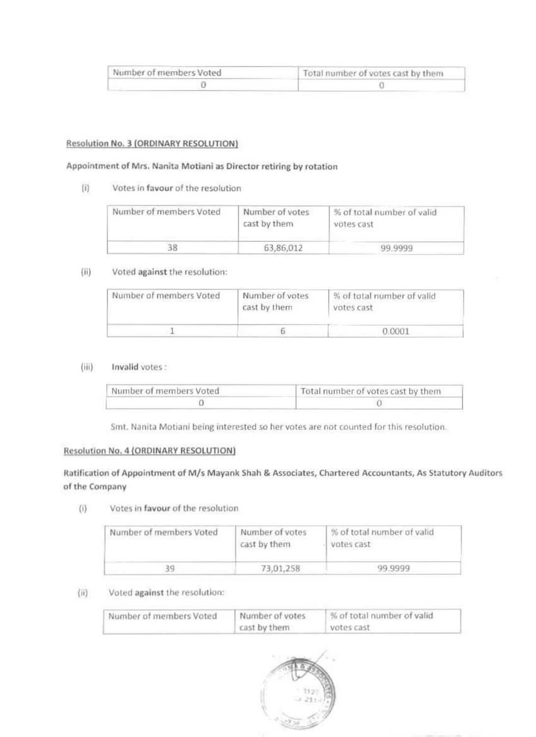| Number of members Voted | Total number of votes cast by them |
| --- | --- |
| 0 | 0 |

**Resolution No. 3 (ORDINARY RESOLUTION)**

**Appointment of Mrs. Nanita Motiani as Director retiring by rotation**

(i) Votes in **favour** of the resolution

| Number of members Voted | Number of votes cast by them | % of total number of valid votes cast |
| --- | --- | --- |
| 38 | 63,86,012 | 99.9999 |

(ii) Voted **against** the resolution:

| Number of members Voted | Number of votes cast by them | % of total number of valid votes cast |
| --- | --- | --- |
| 1 | 6 | 0.0001 |

(iii) **Invalid** votes :

| Number of members Voted | Total number of votes cast by them |
| --- | --- |
| 0 | 0 |

Smt. Nanita Motiani being interested so her votes are not counted for this resolution.

**Resolution No. 4 (ORDINARY RESOLUTION)**

**Ratification of Appointment of M/s Mayank Shah & Associates, Chartered Accountants, As Statutory Auditors of the Company**

(i) Votes in **favour** of the resolution

| Number of members Voted | Number of votes cast by them | % of total number of valid votes cast |
| --- | --- | --- |
| 39 | 73,01,258 | 99.9999 |

(ii) Voted **against** the resolution:

| Number of members Voted | Number of votes cast by them | % of total number of valid votes cast |
| --- | --- | --- |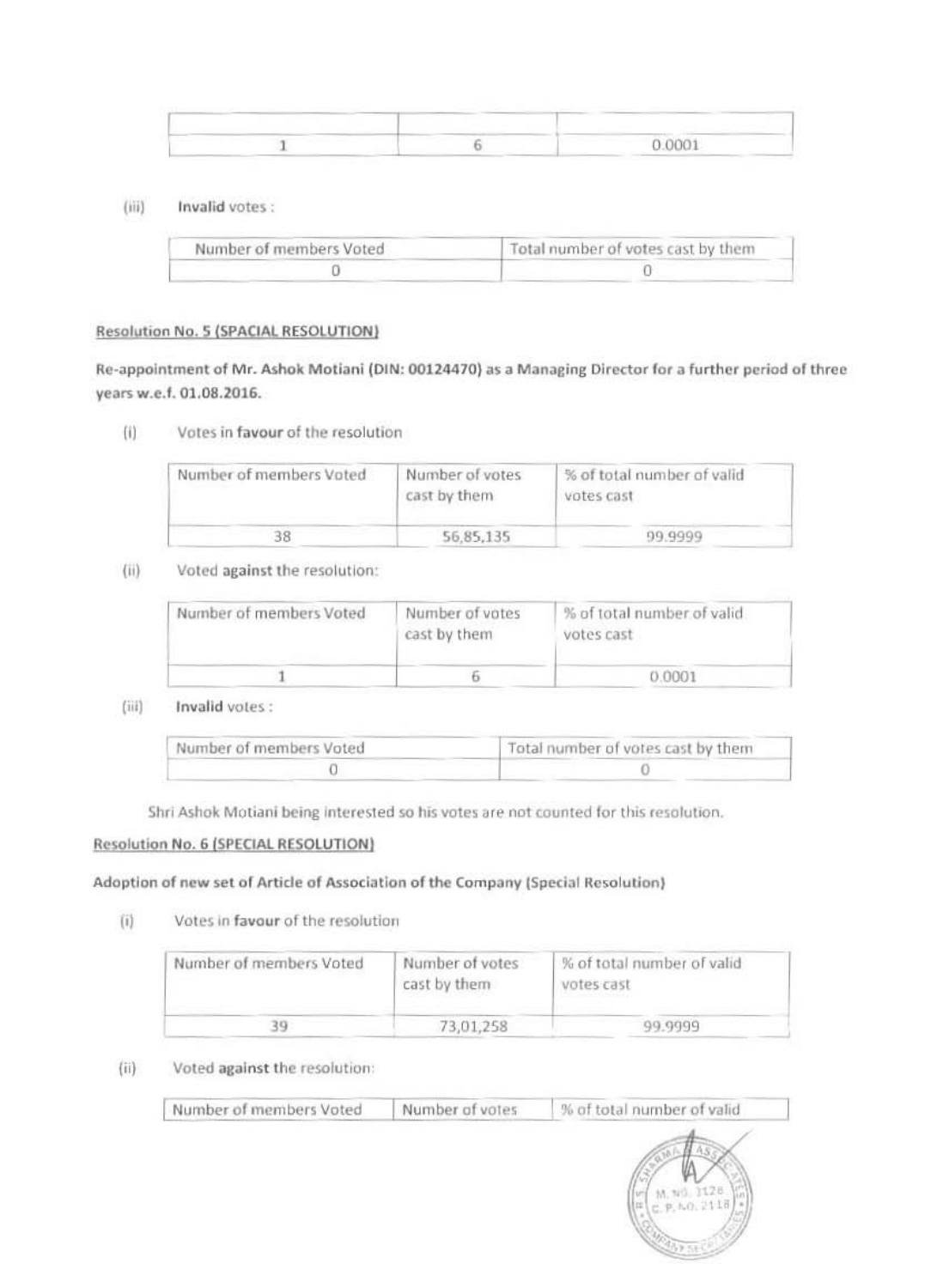| | | |
|---|---|---|
| 1 | 6 | 0.0001 |

(iii) **Invalid** votes :

| Number of members Voted | Total number of votes cast by them |
|---|---|
| 0 | 0 |

**Resolution No. 5 (SPACIAL RESOLUTION)**

**Re-appointment of Mr. Ashok Motiani (DIN: 00124470) as a Managing Director for a further period of three years w.e.f. 01.08.2016.**

(i) Votes in **favour** of the resolution

| Number of members Voted | Number of votes cast by them | % of total number of valid votes cast |
|---|---|---|
| 38 | 56,85,135 | 99.9999 |

(ii) Voted **against** the resolution:

| Number of members Voted | Number of votes cast by them | % of total number of valid votes cast |
|---|---|---|
| 1 | 6 | 0.0001 |

(iii) **Invalid** votes :

| Number of members Voted | Total number of votes cast by them |
|---|---|
| 0 | 0 |

Shri Ashok Motiani being interested so his votes are not counted for this resolution.

**Resolution No. 6 (SPECIAL RESOLUTION)**

**Adoption of new set of Article of Association of the Company (Special Resolution)**

(i) Votes in **favour** of the resolution

| Number of members Voted | Number of votes cast by them | % of total number of valid votes cast |
|---|---|---|
| 39 | 73,01,258 | 99.9999 |

(ii) Voted **against** the resolution:

| Number of members Voted | Number of votes | % of total number of valid |
|---|---|---|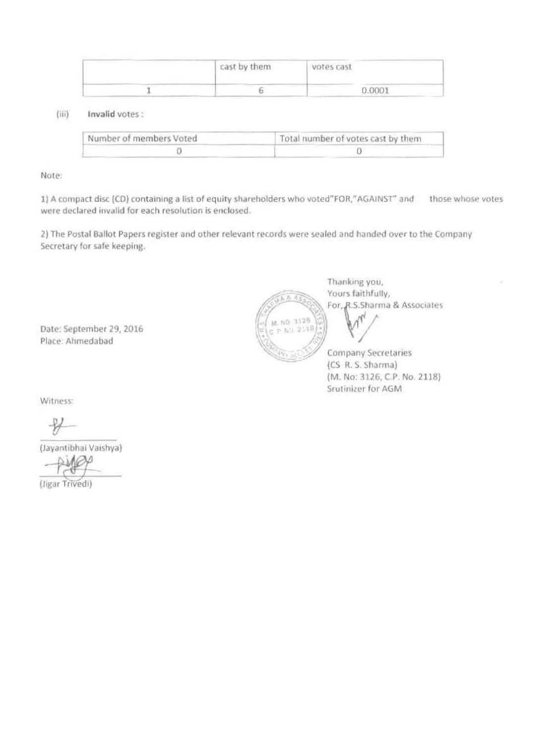| | cast by them | votes cast |
|---|---|---|
| 1 | 6 | 0.0001 |

(iii) **Invalid** votes :

| Number of members Voted | Total number of votes cast by them |
|---|---|
| 0 | 0 |

Note:

1) A compact disc (CD) containing a list of equity shareholders who voted"FOR,"AGAINST" and those whose votes were declared invalid for each resolution is enclosed.

2) The Postal Ballot Papers register and other relevant records were sealed and handed over to the Company Secretary for safe keeping.

Thanking you,
Yours faithfully,
For, R.S.Sharma & Associates

Date: September 29, 2016
Place: Ahmedabad

Company Secretaries
(CS R. S. Sharma)
(M. No: 3126, C.P. No. 2118)
Srutinizer for AGM

Witness:

(Jayantibhai Vaishya)

(Jigar Trivedi)